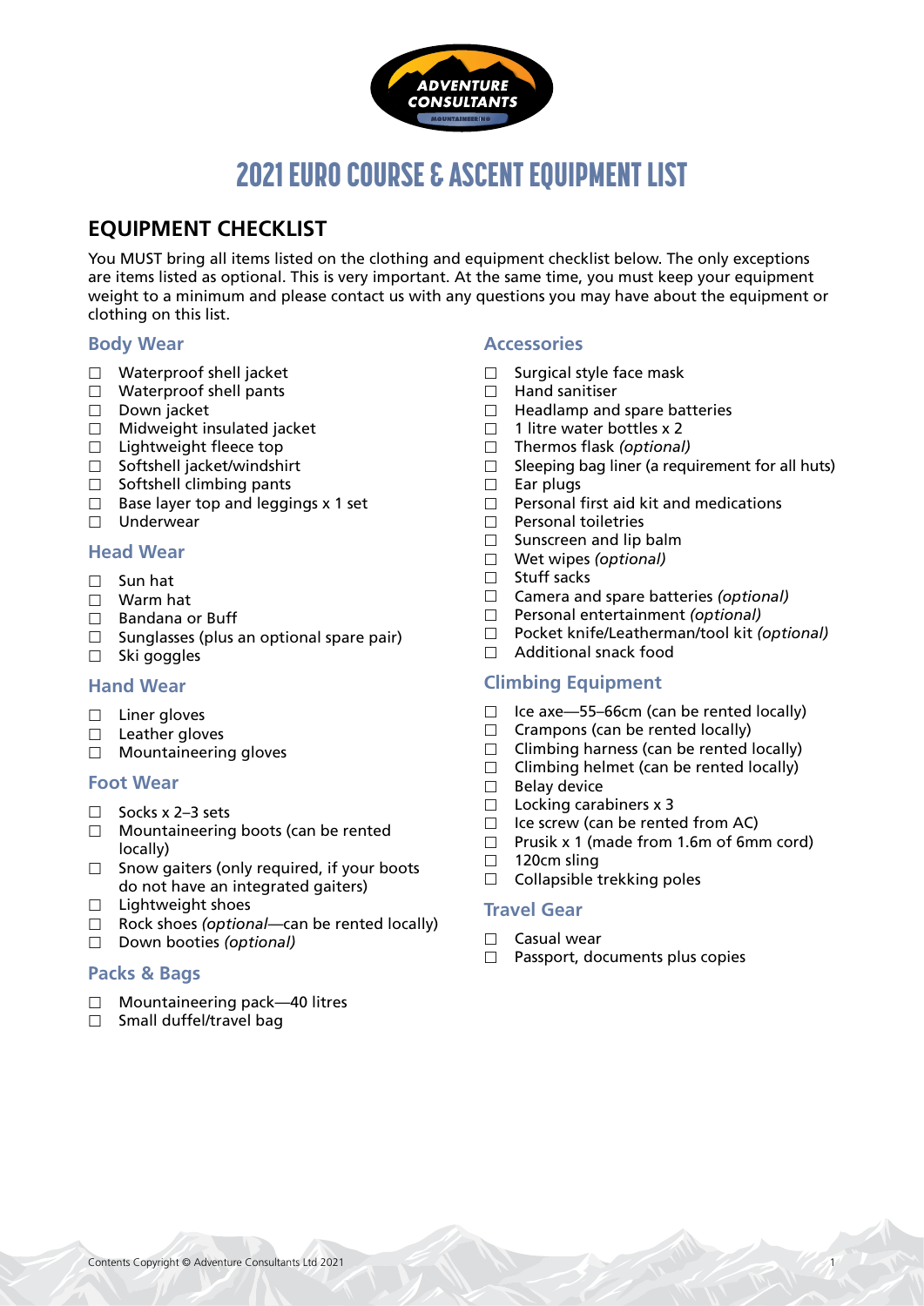# 2021 EURO COURSE & ASCENT EQUIPMENT LIST

## EQUIPMENT CHECKLIST

You MUST bring all items listed on the clothing and equipment checklist below. The only exceptions are items listed as optional. This is very important. At the same time, you must keep your equipment weight to a minimum and please contact us with any questions you may have about the equipment or clothing on this list.

### Body Wear

- ☐ Waterproof shell jacket
- ☐ Waterproof shell pants
- ☐ Down jacket
- ☐ Midweight insulated jacket
- ☐ Lightweight fleece top
- ☐ Softshell jacket/windshirt
- ☐ Softshell climbing pants
- ☐ Base layer top and leggings x 1 set
- ☐ Underwear

### Head Wear

- ☐ Sun hat
- ☐ Warm hat
- ☐ Bandana or Buff
- ☐ Sunglasses (plus an optional spare pair)
- ☐ Ski goggles

### Hand Wear

- ☐ Liner gloves
- ☐ Leather gloves
- ☐ Mountaineering gloves

### Foot Wear

- ☐ Socks x 2–3 sets
- ☐ Mountaineering boots (can be rented locally)
- ☐ Snow gaiters (only required, if your boots do not have an integrated gaiters)
- ☐ Lightweight shoes
- ☐ Rock shoes *(optional*—can be rented locally)
- ☐ Down booties *(optional)*

### Packs & Bags

- ☐ Mountaineering pack—40 litres
- ☐ Small duffel/travel bag

### Accessories

- ☐ Surgical style face mask
- ☐ Hand sanitiser
- ☐ Headlamp and spare batteries
- ☐ 1 litre water bottles x 2
- ☐ Thermos flask *(optional)*
- ☐ Sleeping bag liner (a requirement for all huts)
- ☐ Ear plugs
- ☐ Personal first aid kit and medications
- ☐ Personal toiletries
- ☐ Sunscreen and lip balm
- ☐ Wet wipes *(optional)*
- ☐ Stuff sacks
- ☐ Camera and spare batteries *(optional)*
- ☐ Personal entertainment *(optional)*
- ☐ Pocket knife/Leatherman/tool kit *(optional)*
- ☐ Additional snack food

### Climbing Equipment

- ☐ Ice axe—55–66cm (can be rented locally)
- ☐ Crampons (can be rented locally)
- ☐ Climbing harness (can be rented locally)
- ☐ Climbing helmet (can be rented locally)
- ☐ Belay device
- ☐ Locking carabiners x 3
- ☐ Ice screw (can be rented from AC)
- ☐ Prusik x 1 (made from 1.6m of 6mm cord)
- ☐ 120cm sling
- ☐ Collapsible trekking poles

### Travel Gear

- ☐ Casual wear
- ☐ Passport, documents plus copies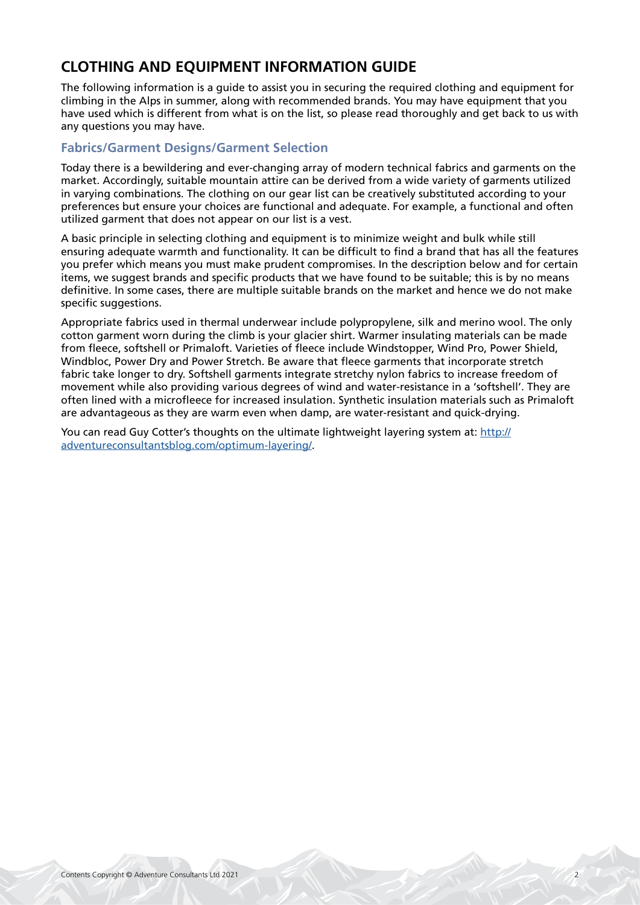# CLOTHING AND EQUIPMENT INFORMATION GUIDE

The following information is a guide to assist you in securing the required clothing and equipment for climbing in the Alps in summer, along with recommended brands. You may have equipment that you have used which is different from what is on the list, so please read thoroughly and get back to us with any questions you may have.

## Fabrics/Garment Designs/Garment Selection

Today there is a bewildering and ever-changing array of modern technical fabrics and garments on the market. Accordingly, suitable mountain attire can be derived from a wide variety of garments utilized in varying combinations. The clothing on our gear list can be creatively substituted according to your preferences but ensure your choices are functional and adequate. For example, a functional and often utilized garment that does not appear on our list is a vest.

A basic principle in selecting clothing and equipment is to minimize weight and bulk while still ensuring adequate warmth and functionality. It can be difficult to find a brand that has all the features you prefer which means you must make prudent compromises. In the description below and for certain items, we suggest brands and specific products that we have found to be suitable; this is by no means definitive. In some cases, there are multiple suitable brands on the market and hence we do not make specific suggestions.

Appropriate fabrics used in thermal underwear include polypropylene, silk and merino wool. The only cotton garment worn during the climb is your glacier shirt. Warmer insulating materials can be made from fleece, softshell or Primaloft. Varieties of fleece include Windstopper, Wind Pro, Power Shield, Windbloc, Power Dry and Power Stretch. Be aware that fleece garments that incorporate stretch fabric take longer to dry. Softshell garments integrate stretchy nylon fabrics to increase freedom of movement while also providing various degrees of wind and water-resistance in a 'softshell'. They are often lined with a microfleece for increased insulation. Synthetic insulation materials such as Primaloft are advantageous as they are warm even when damp, are water-resistant and quick-drying.

You can read Guy Cotter's thoughts on the ultimate lightweight layering system at: [http://adventureconsultantsblog.com/optimum-layering/](http://adventureconsultantsblog.com/optimum-layering/).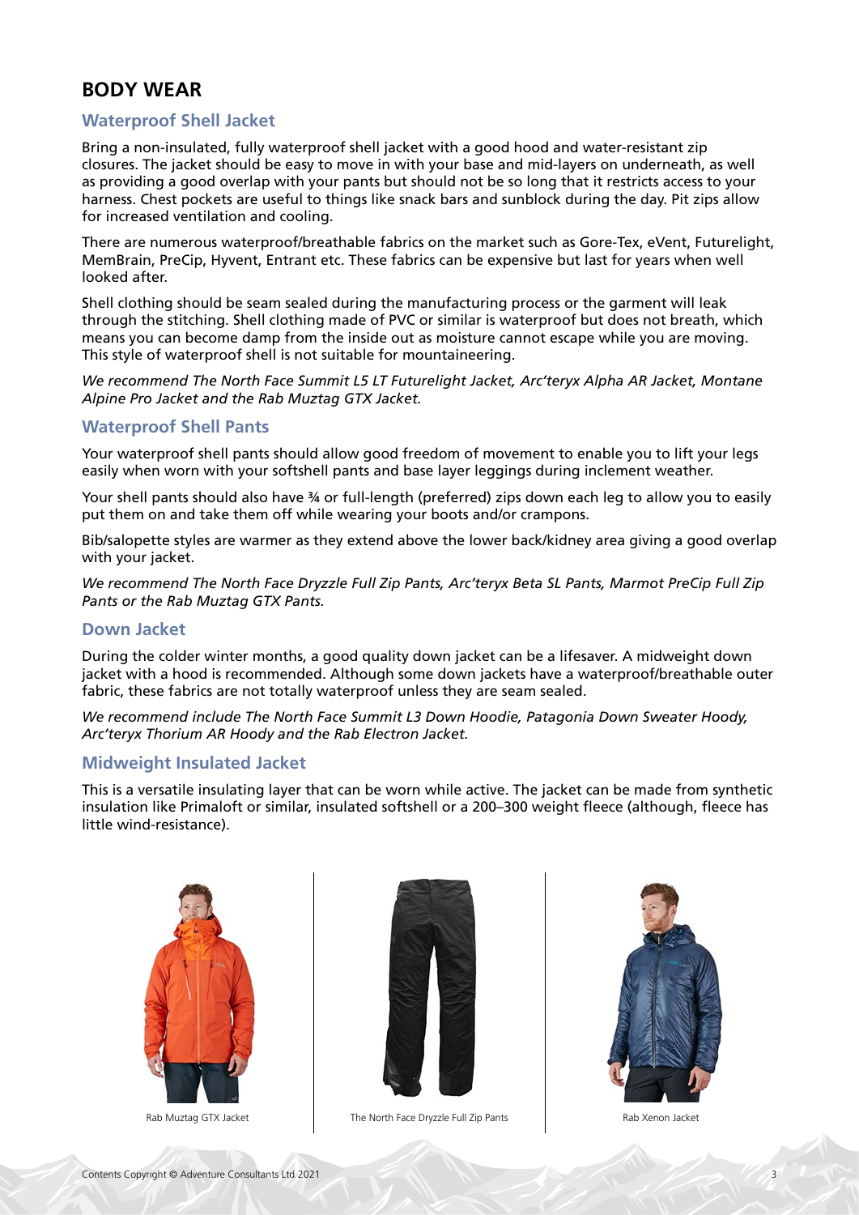## BODY WEAR

### Waterproof Shell Jacket

Bring a non-insulated, fully waterproof shell jacket with a good hood and water-resistant zip closures. The jacket should be easy to move in with your base and mid-layers on underneath, as well as providing a good overlap with your pants but should not be so long that it restricts access to your harness. Chest pockets are useful to things like snack bars and sunblock during the day. Pit zips allow for increased ventilation and cooling.

There are numerous waterproof/breathable fabrics on the market such as Gore-Tex, eVent, Futurelight, MemBrain, PreCip, Hyvent, Entrant etc. These fabrics can be expensive but last for years when well looked after.

Shell clothing should be seam sealed during the manufacturing process or the garment will leak through the stitching. Shell clothing made of PVC or similar is waterproof but does not breath, which means you can become damp from the inside out as moisture cannot escape while you are moving. This style of waterproof shell is not suitable for mountaineering.

*We recommend The North Face Summit L5 LT Futurelight Jacket, Arc'teryx Alpha AR Jacket, Montane Alpine Pro Jacket and the Rab Muztag GTX Jacket.*

### Waterproof Shell Pants

Your waterproof shell pants should allow good freedom of movement to enable you to lift your legs easily when worn with your softshell pants and base layer leggings during inclement weather.

Your shell pants should also have ¾ or full-length (preferred) zips down each leg to allow you to easily put them on and take them off while wearing your boots and/or crampons.

Bib/salopette styles are warmer as they extend above the lower back/kidney area giving a good overlap with your jacket.

*We recommend The North Face Dryzzle Full Zip Pants, Arc'teryx Beta SL Pants, Marmot PreCip Full Zip Pants or the Rab Muztag GTX Pants.*

### Down Jacket

During the colder winter months, a good quality down jacket can be a lifesaver. A midweight down jacket with a hood is recommended. Although some down jackets have a waterproof/breathable outer fabric, these fabrics are not totally waterproof unless they are seam sealed.

*We recommend include The North Face Summit L3 Down Hoodie, Patagonia Down Sweater Hoody, Arc'teryx Thorium AR Hoody and the Rab Electron Jacket.*

### Midweight Insulated Jacket

This is a versatile insulating layer that can be worn while active. The jacket can be made from synthetic insulation like Primaloft or similar, insulated softshell or a 200–300 weight fleece (although, fleece has little wind-resistance).

Rab Muztag GTX Jacket

The North Face Dryzzle Full Zip Pants

Rab Xenon Jacket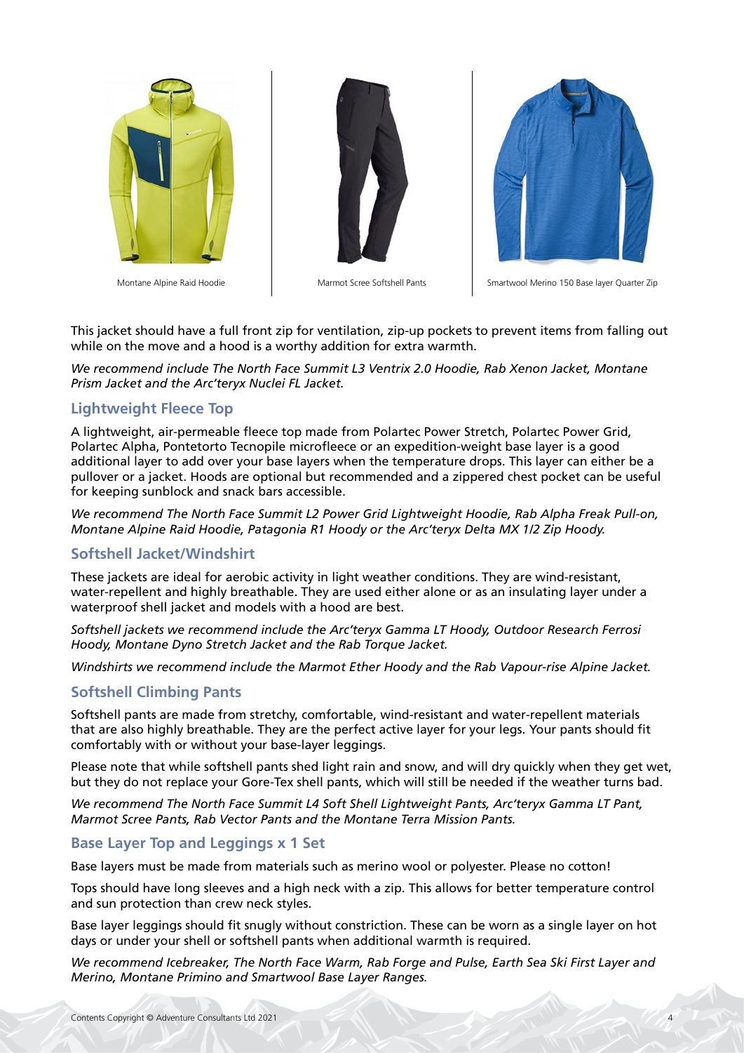Montane Alpine Raid Hoodie

Marmot Scree Softshell Pants

Smartwool Merino 150 Base layer Quarter Zip

This jacket should have a full front zip for ventilation, zip-up pockets to prevent items from falling out while on the move and a hood is a worthy addition for extra warmth.

*We recommend include The North Face Summit L3 Ventrix 2.0 Hoodie, Rab Xenon Jacket, Montane Prism Jacket and the Arc'teryx Nuclei FL Jacket.*

### Lightweight Fleece Top

A lightweight, air-permeable fleece top made from Polartec Power Stretch, Polartec Power Grid, Polartec Alpha, Pontetorto Tecnopile microfleece or an expedition-weight base layer is a good additional layer to add over your base layers when the temperature drops. This layer can either be a pullover or a jacket. Hoods are optional but recommended and a zippered chest pocket can be useful for keeping sunblock and snack bars accessible.

*We recommend The North Face Summit L2 Power Grid Lightweight Hoodie, Rab Alpha Freak Pull-on, Montane Alpine Raid Hoodie, Patagonia R1 Hoody or the Arc'teryx Delta MX 1/2 Zip Hoody.*

### Softshell Jacket/Windshirt

These jackets are ideal for aerobic activity in light weather conditions. They are wind-resistant, water-repellent and highly breathable. They are used either alone or as an insulating layer under a waterproof shell jacket and models with a hood are best.

*Softshell jackets we recommend include the Arc'teryx Gamma LT Hoody, Outdoor Research Ferrosi Hoody, Montane Dyno Stretch Jacket and the Rab Torque Jacket.*

*Windshirts we recommend include the Marmot Ether Hoody and the Rab Vapour-rise Alpine Jacket.*

### Softshell Climbing Pants

Softshell pants are made from stretchy, comfortable, wind-resistant and water-repellent materials that are also highly breathable. They are the perfect active layer for your legs. Your pants should fit comfortably with or without your base-layer leggings.

Please note that while softshell pants shed light rain and snow, and will dry quickly when they get wet, but they do not replace your Gore-Tex shell pants, which will still be needed if the weather turns bad.

*We recommend The North Face Summit L4 Soft Shell Lightweight Pants, Arc'teryx Gamma LT Pant, Marmot Scree Pants, Rab Vector Pants and the Montane Terra Mission Pants.*

### Base Layer Top and Leggings x 1 Set

Base layers must be made from materials such as merino wool or polyester. Please no cotton!

Tops should have long sleeves and a high neck with a zip. This allows for better temperature control and sun protection than crew neck styles.

Base layer leggings should fit snugly without constriction. These can be worn as a single layer on hot days or under your shell or softshell pants when additional warmth is required.

*We recommend Icebreaker, The North Face Warm, Rab Forge and Pulse, Earth Sea Ski First Layer and Merino, Montane Primino and Smartwool Base Layer Ranges.*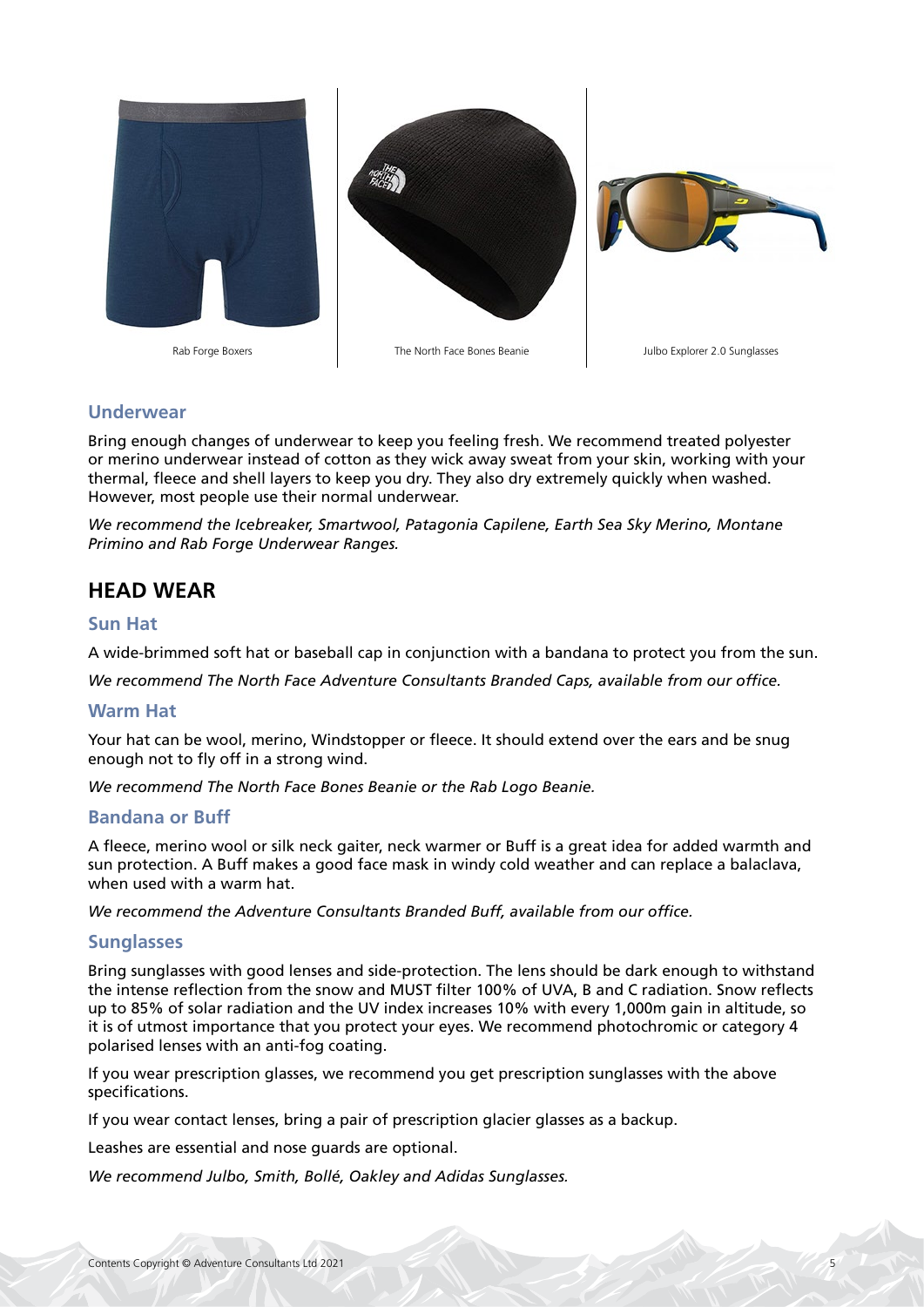Rab Forge Boxers

The North Face Bones Beanie

Julbo Explorer 2.0 Sunglasses

### Underwear

Bring enough changes of underwear to keep you feeling fresh. We recommend treated polyester or merino underwear instead of cotton as they wick away sweat from your skin, working with your thermal, fleece and shell layers to keep you dry. They also dry extremely quickly when washed. However, most people use their normal underwear.

*We recommend the Icebreaker, Smartwool, Patagonia Capilene, Earth Sea Sky Merino, Montane Primino and Rab Forge Underwear Ranges.*

## HEAD WEAR

### Sun Hat

A wide-brimmed soft hat or baseball cap in conjunction with a bandana to protect you from the sun.

*We recommend The North Face Adventure Consultants Branded Caps, available from our office.*

### Warm Hat

Your hat can be wool, merino, Windstopper or fleece. It should extend over the ears and be snug enough not to fly off in a strong wind.

*We recommend The North Face Bones Beanie or the Rab Logo Beanie.*

### Bandana or Buff

A fleece, merino wool or silk neck gaiter, neck warmer or Buff is a great idea for added warmth and sun protection. A Buff makes a good face mask in windy cold weather and can replace a balaclava, when used with a warm hat.

*We recommend the Adventure Consultants Branded Buff, available from our office.*

### Sunglasses

Bring sunglasses with good lenses and side-protection. The lens should be dark enough to withstand the intense reflection from the snow and MUST filter 100% of UVA, B and C radiation. Snow reflects up to 85% of solar radiation and the UV index increases 10% with every 1,000m gain in altitude, so it is of utmost importance that you protect your eyes. We recommend photochromic or category 4 polarised lenses with an anti-fog coating.

If you wear prescription glasses, we recommend you get prescription sunglasses with the above specifications.

If you wear contact lenses, bring a pair of prescription glacier glasses as a backup.

Leashes are essential and nose guards are optional.

*We recommend Julbo, Smith, Bollé, Oakley and Adidas Sunglasses.*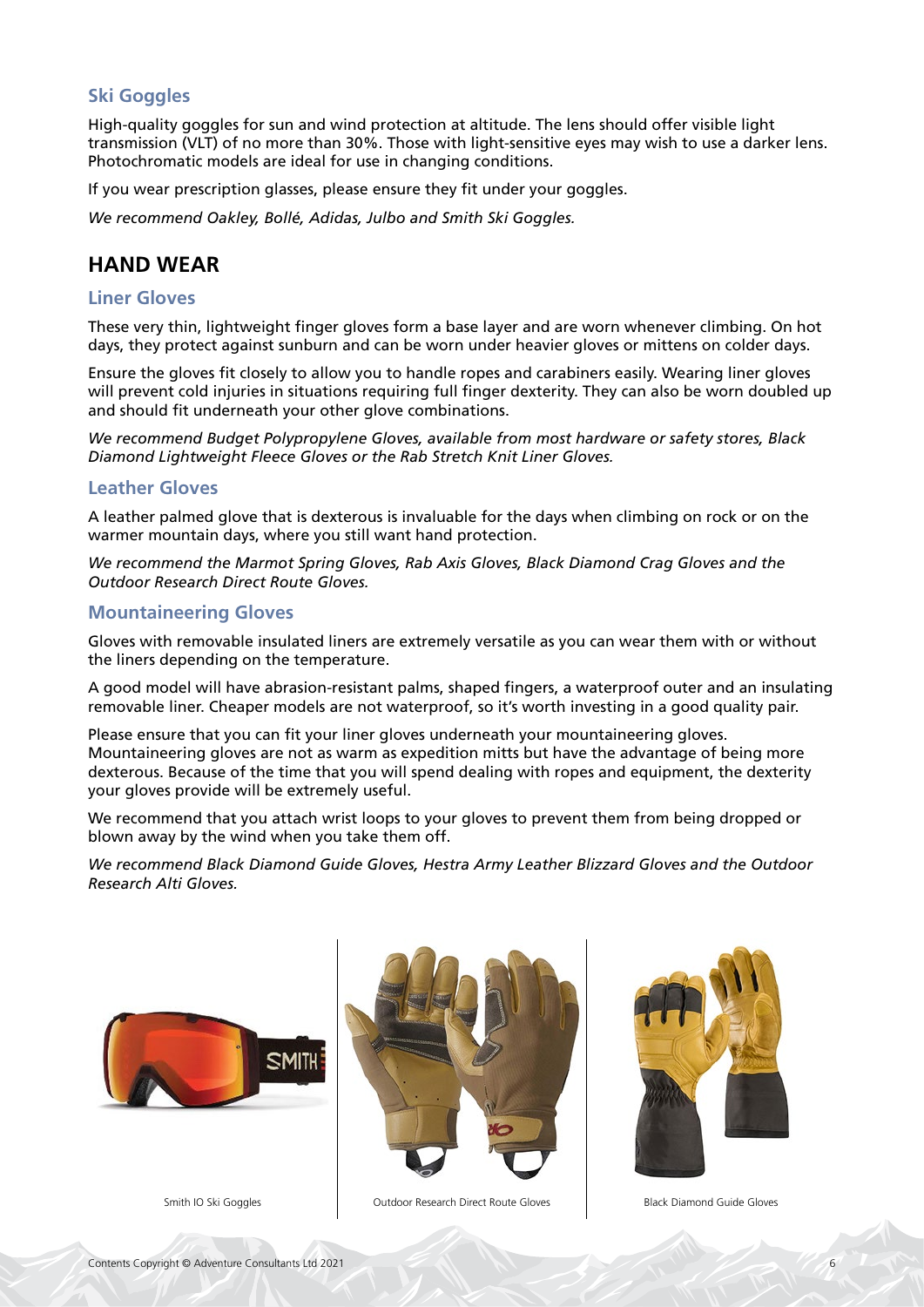### Ski Goggles

High-quality goggles for sun and wind protection at altitude. The lens should offer visible light transmission (VLT) of no more than 30%. Those with light-sensitive eyes may wish to use a darker lens. Photochromatic models are ideal for use in changing conditions.

If you wear prescription glasses, please ensure they fit under your goggles.

*We recommend Oakley, Bollé, Adidas, Julbo and Smith Ski Goggles.*

## HAND WEAR

### Liner Gloves

These very thin, lightweight finger gloves form a base layer and are worn whenever climbing. On hot days, they protect against sunburn and can be worn under heavier gloves or mittens on colder days.

Ensure the gloves fit closely to allow you to handle ropes and carabiners easily. Wearing liner gloves will prevent cold injuries in situations requiring full finger dexterity. They can also be worn doubled up and should fit underneath your other glove combinations.

*We recommend Budget Polypropylene Gloves, available from most hardware or safety stores, Black Diamond Lightweight Fleece Gloves or the Rab Stretch Knit Liner Gloves.*

### Leather Gloves

A leather palmed glove that is dexterous is invaluable for the days when climbing on rock or on the warmer mountain days, where you still want hand protection.

*We recommend the Marmot Spring Gloves, Rab Axis Gloves, Black Diamond Crag Gloves and the Outdoor Research Direct Route Gloves.*

### Mountaineering Gloves

Gloves with removable insulated liners are extremely versatile as you can wear them with or without the liners depending on the temperature.

A good model will have abrasion-resistant palms, shaped fingers, a waterproof outer and an insulating removable liner. Cheaper models are not waterproof, so it's worth investing in a good quality pair.

Please ensure that you can fit your liner gloves underneath your mountaineering gloves. Mountaineering gloves are not as warm as expedition mitts but have the advantage of being more dexterous. Because of the time that you will spend dealing with ropes and equipment, the dexterity your gloves provide will be extremely useful.

We recommend that you attach wrist loops to your gloves to prevent them from being dropped or blown away by the wind when you take them off.

*We recommend Black Diamond Guide Gloves, Hestra Army Leather Blizzard Gloves and the Outdoor Research Alti Gloves.*

Smith IO Ski Goggles

Outdoor Research Direct Route Gloves

Black Diamond Guide Gloves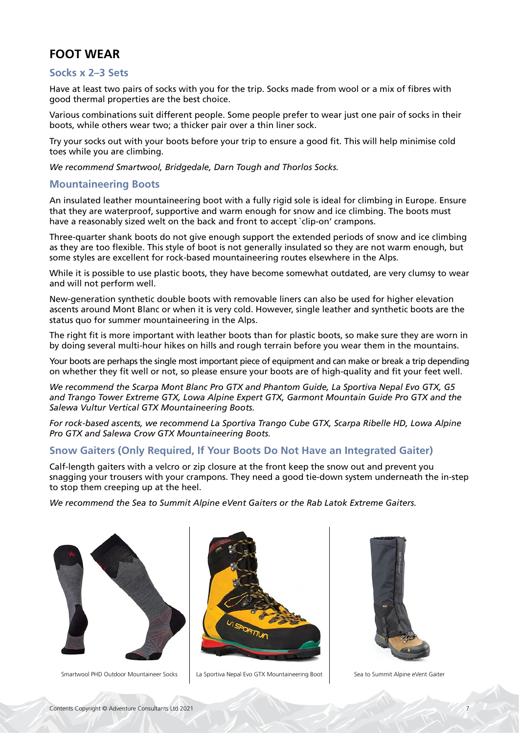## FOOT WEAR

### Socks x 2–3 Sets

Have at least two pairs of socks with you for the trip. Socks made from wool or a mix of fibres with good thermal properties are the best choice.

Various combinations suit different people. Some people prefer to wear just one pair of socks in their boots, while others wear two; a thicker pair over a thin liner sock.

Try your socks out with your boots before your trip to ensure a good fit. This will help minimise cold toes while you are climbing.

*We recommend Smartwool, Bridgedale, Darn Tough and Thorlos Socks.*

### Mountaineering Boots

An insulated leather mountaineering boot with a fully rigid sole is ideal for climbing in Europe. Ensure that they are waterproof, supportive and warm enough for snow and ice climbing. The boots must have a reasonably sized welt on the back and front to accept `clip-on' crampons.

Three-quarter shank boots do not give enough support the extended periods of snow and ice climbing as they are too flexible. This style of boot is not generally insulated so they are not warm enough, but some styles are excellent for rock-based mountaineering routes elsewhere in the Alps.

While it is possible to use plastic boots, they have become somewhat outdated, are very clumsy to wear and will not perform well.

New-generation synthetic double boots with removable liners can also be used for higher elevation ascents around Mont Blanc or when it is very cold. However, single leather and synthetic boots are the status quo for summer mountaineering in the Alps.

The right fit is more important with leather boots than for plastic boots, so make sure they are worn in by doing several multi-hour hikes on hills and rough terrain before you wear them in the mountains.

Your boots are perhaps the single most important piece of equipment and can make or break a trip depending on whether they fit well or not, so please ensure your boots are of high-quality and fit your feet well.

*We recommend the Scarpa Mont Blanc Pro GTX and Phantom Guide, La Sportiva Nepal Evo GTX, G5 and Trango Tower Extreme GTX, Lowa Alpine Expert GTX, Garmont Mountain Guide Pro GTX and the Salewa Vultur Vertical GTX Mountaineering Boots.*

*For rock-based ascents, we recommend La Sportiva Trango Cube GTX, Scarpa Ribelle HD, Lowa Alpine Pro GTX and Salewa Crow GTX Mountaineering Boots.*

### Snow Gaiters (Only Required, If Your Boots Do Not Have an Integrated Gaiter)

Calf-length gaiters with a velcro or zip closure at the front keep the snow out and prevent you snagging your trousers with your crampons. They need a good tie-down system underneath the in-step to stop them creeping up at the heel.

*We recommend the Sea to Summit Alpine eVent Gaiters or the Rab Latok Extreme Gaiters.*

Smartwool PHD Outdoor Mountaineer Socks

La Sportiva Nepal Evo GTX Mountaineering Boot

Sea to Summit Alpine eVent Gaiter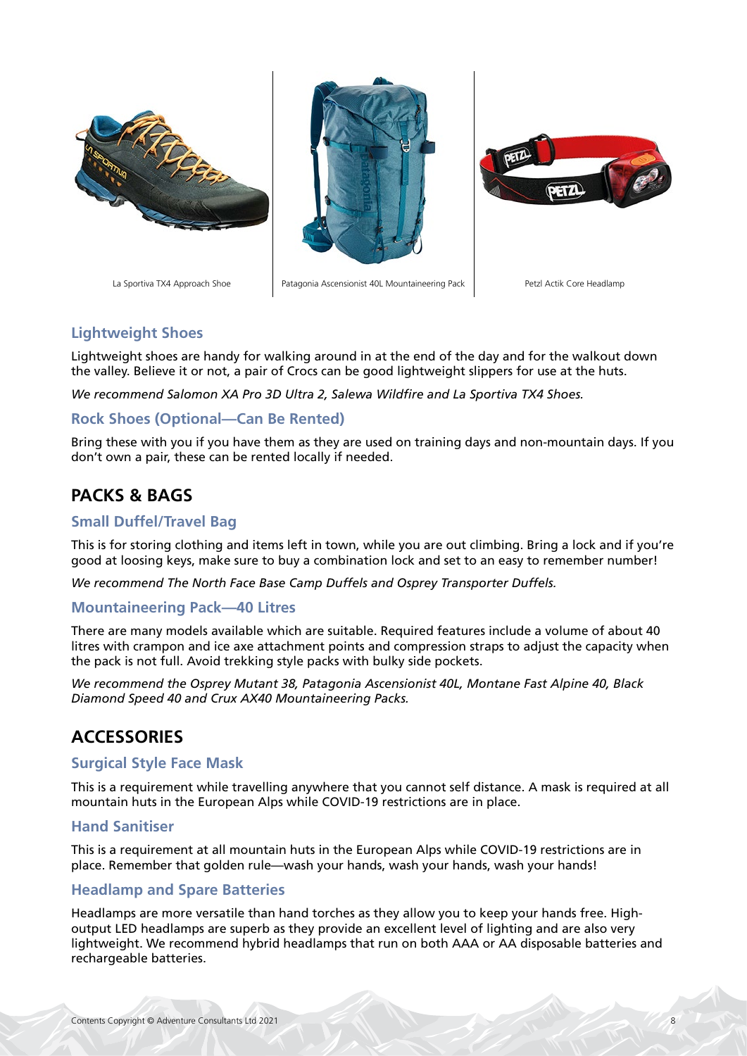La Sportiva TX4 Approach Shoe

Patagonia Ascensionist 40L Mountaineering Pack

Petzl Actik Core Headlamp

### Lightweight Shoes

Lightweight shoes are handy for walking around in at the end of the day and for the walkout down the valley. Believe it or not, a pair of Crocs can be good lightweight slippers for use at the huts.

*We recommend Salomon XA Pro 3D Ultra 2, Salewa Wildfire and La Sportiva TX4 Shoes.*

### Rock Shoes (Optional—Can Be Rented)

Bring these with you if you have them as they are used on training days and non-mountain days. If you don't own a pair, these can be rented locally if needed.

## PACKS & BAGS

### Small Duffel/Travel Bag

This is for storing clothing and items left in town, while you are out climbing. Bring a lock and if you're good at loosing keys, make sure to buy a combination lock and set to an easy to remember number!

*We recommend The North Face Base Camp Duffels and Osprey Transporter Duffels.*

### Mountaineering Pack—40 Litres

There are many models available which are suitable. Required features include a volume of about 40 litres with crampon and ice axe attachment points and compression straps to adjust the capacity when the pack is not full. Avoid trekking style packs with bulky side pockets.

*We recommend the Osprey Mutant 38, Patagonia Ascensionist 40L, Montane Fast Alpine 40, Black Diamond Speed 40 and Crux AX40 Mountaineering Packs.*

## ACCESSORIES

### Surgical Style Face Mask

This is a requirement while travelling anywhere that you cannot self distance. A mask is required at all mountain huts in the European Alps while COVID-19 restrictions are in place.

### Hand Sanitiser

This is a requirement at all mountain huts in the European Alps while COVID-19 restrictions are in place. Remember that golden rule—wash your hands, wash your hands, wash your hands!

### Headlamp and Spare Batteries

Headlamps are more versatile than hand torches as they allow you to keep your hands free. High-output LED headlamps are superb as they provide an excellent level of lighting and are also very lightweight. We recommend hybrid headlamps that run on both AAA or AA disposable batteries and rechargeable batteries.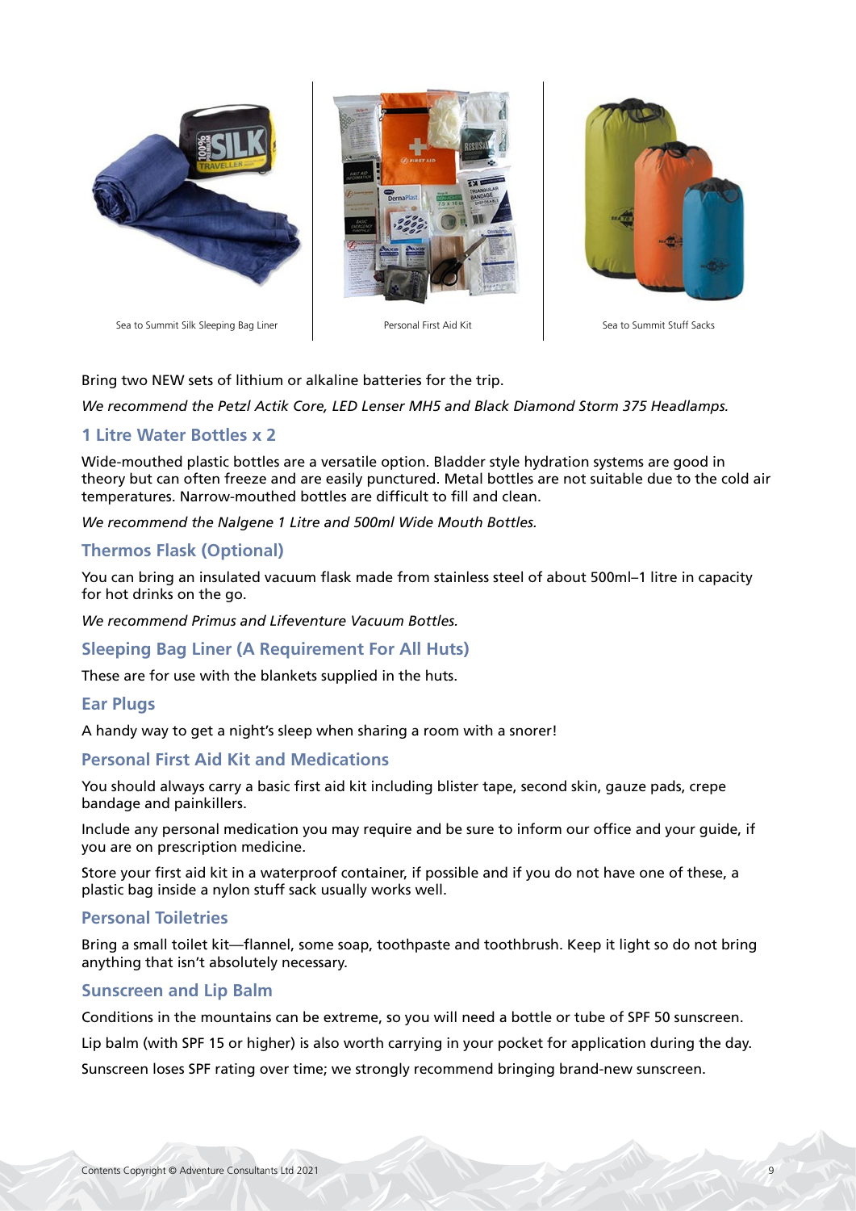Sea to Summit Silk Sleeping Bag Liner

Personal First Aid Kit

Sea to Summit Stuff Sacks

Bring two NEW sets of lithium or alkaline batteries for the trip.

*We recommend the Petzl Actik Core, LED Lenser MH5 and Black Diamond Storm 375 Headlamps.*

### 1 Litre Water Bottles x 2

Wide-mouthed plastic bottles are a versatile option. Bladder style hydration systems are good in theory but can often freeze and are easily punctured. Metal bottles are not suitable due to the cold air temperatures. Narrow-mouthed bottles are difficult to fill and clean.

*We recommend the Nalgene 1 Litre and 500ml Wide Mouth Bottles.*

### Thermos Flask (Optional)

You can bring an insulated vacuum flask made from stainless steel of about 500ml–1 litre in capacity for hot drinks on the go.

*We recommend Primus and Lifeventure Vacuum Bottles.*

### Sleeping Bag Liner (A Requirement For All Huts)

These are for use with the blankets supplied in the huts.

### Ear Plugs

A handy way to get a night's sleep when sharing a room with a snorer!

### Personal First Aid Kit and Medications

You should always carry a basic first aid kit including blister tape, second skin, gauze pads, crepe bandage and painkillers.

Include any personal medication you may require and be sure to inform our office and your guide, if you are on prescription medicine.

Store your first aid kit in a waterproof container, if possible and if you do not have one of these, a plastic bag inside a nylon stuff sack usually works well.

### Personal Toiletries

Bring a small toilet kit—flannel, some soap, toothpaste and toothbrush. Keep it light so do not bring anything that isn't absolutely necessary.

### Sunscreen and Lip Balm

Conditions in the mountains can be extreme, so you will need a bottle or tube of SPF 50 sunscreen.

Lip balm (with SPF 15 or higher) is also worth carrying in your pocket for application during the day.

Sunscreen loses SPF rating over time; we strongly recommend bringing brand-new sunscreen.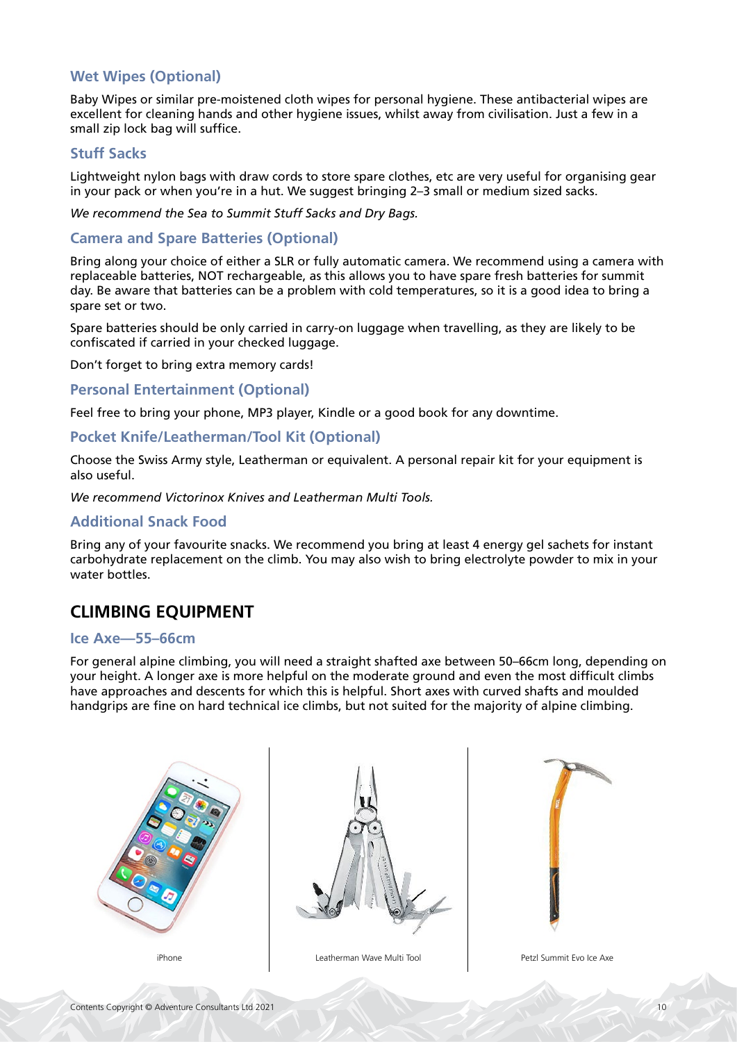### Wet Wipes (Optional)

Baby Wipes or similar pre-moistened cloth wipes for personal hygiene. These antibacterial wipes are excellent for cleaning hands and other hygiene issues, whilst away from civilisation. Just a few in a small zip lock bag will suffice.

### Stuff Sacks

Lightweight nylon bags with draw cords to store spare clothes, etc are very useful for organising gear in your pack or when you're in a hut. We suggest bringing 2–3 small or medium sized sacks.

*We recommend the Sea to Summit Stuff Sacks and Dry Bags.*

### Camera and Spare Batteries (Optional)

Bring along your choice of either a SLR or fully automatic camera. We recommend using a camera with replaceable batteries, NOT rechargeable, as this allows you to have spare fresh batteries for summit day. Be aware that batteries can be a problem with cold temperatures, so it is a good idea to bring a spare set or two.

Spare batteries should be only carried in carry-on luggage when travelling, as they are likely to be confiscated if carried in your checked luggage.

Don't forget to bring extra memory cards!

### Personal Entertainment (Optional)

Feel free to bring your phone, MP3 player, Kindle or a good book for any downtime.

### Pocket Knife/Leatherman/Tool Kit (Optional)

Choose the Swiss Army style, Leatherman or equivalent. A personal repair kit for your equipment is also useful.

*We recommend Victorinox Knives and Leatherman Multi Tools.*

### Additional Snack Food

Bring any of your favourite snacks. We recommend you bring at least 4 energy gel sachets for instant carbohydrate replacement on the climb. You may also wish to bring electrolyte powder to mix in your water bottles.

## CLIMBING EQUIPMENT

### Ice Axe—55–66cm

For general alpine climbing, you will need a straight shafted axe between 50–66cm long, depending on your height. A longer axe is more helpful on the moderate ground and even the most difficult climbs have approaches and descents for which this is helpful. Short axes with curved shafts and moulded handgrips are fine on hard technical ice climbs, but not suited for the majority of alpine climbing.

iPhone

Leatherman Wave Multi Tool

Petzl Summit Evo Ice Axe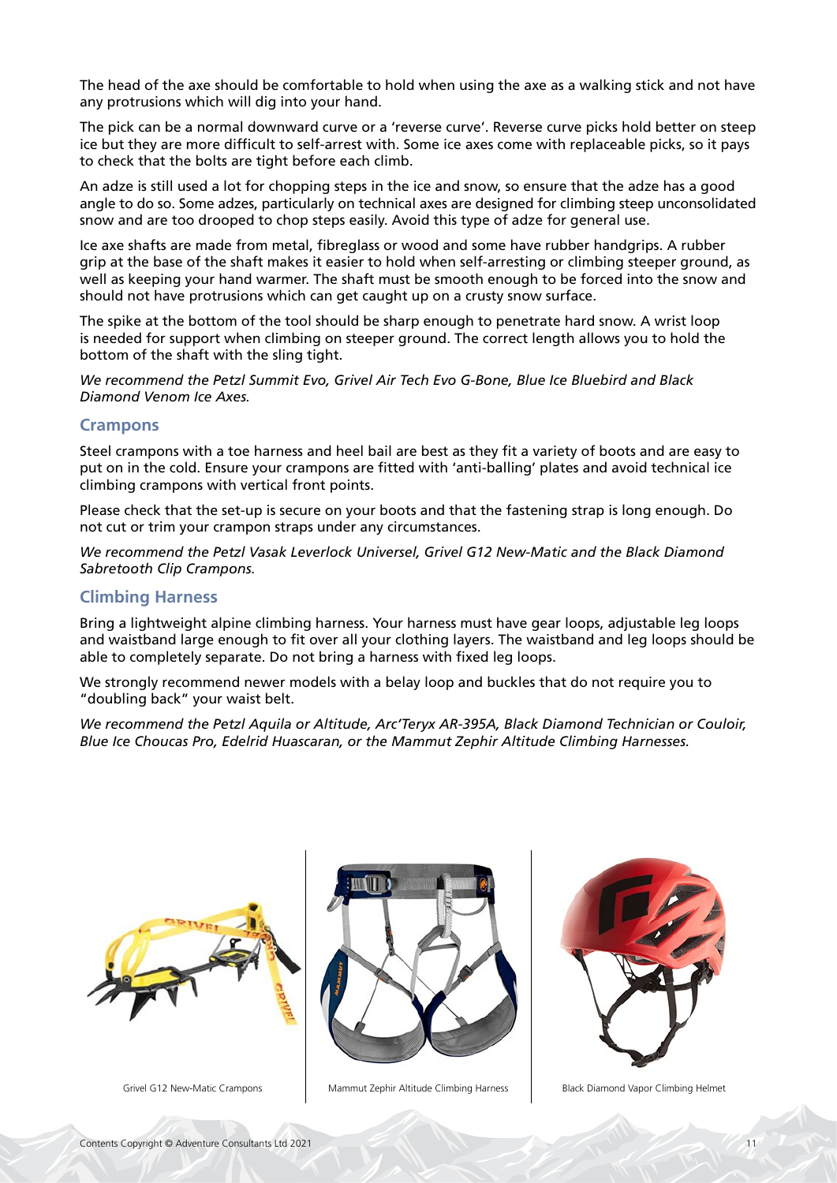The head of the axe should be comfortable to hold when using the axe as a walking stick and not have any protrusions which will dig into your hand.

The pick can be a normal downward curve or a 'reverse curve'. Reverse curve picks hold better on steep ice but they are more difficult to self-arrest with. Some ice axes come with replaceable picks, so it pays to check that the bolts are tight before each climb.

An adze is still used a lot for chopping steps in the ice and snow, so ensure that the adze has a good angle to do so. Some adzes, particularly on technical axes are designed for climbing steep unconsolidated snow and are too drooped to chop steps easily. Avoid this type of adze for general use.

Ice axe shafts are made from metal, fibreglass or wood and some have rubber handgrips. A rubber grip at the base of the shaft makes it easier to hold when self-arresting or climbing steeper ground, as well as keeping your hand warmer. The shaft must be smooth enough to be forced into the snow and should not have protrusions which can get caught up on a crusty snow surface.

The spike at the bottom of the tool should be sharp enough to penetrate hard snow. A wrist loop is needed for support when climbing on steeper ground. The correct length allows you to hold the bottom of the shaft with the sling tight.

*We recommend the Petzl Summit Evo, Grivel Air Tech Evo G-Bone, Blue Ice Bluebird and Black Diamond Venom Ice Axes.*

## Crampons

Steel crampons with a toe harness and heel bail are best as they fit a variety of boots and are easy to put on in the cold. Ensure your crampons are fitted with 'anti-balling' plates and avoid technical ice climbing crampons with vertical front points.

Please check that the set-up is secure on your boots and that the fastening strap is long enough. Do not cut or trim your crampon straps under any circumstances.

*We recommend the Petzl Vasak Leverlock Universel, Grivel G12 New-Matic and the Black Diamond Sabretooth Clip Crampons.*

## Climbing Harness

Bring a lightweight alpine climbing harness. Your harness must have gear loops, adjustable leg loops and waistband large enough to fit over all your clothing layers. The waistband and leg loops should be able to completely separate. Do not bring a harness with fixed leg loops.

We strongly recommend newer models with a belay loop and buckles that do not require you to "doubling back" your waist belt.

*We recommend the Petzl Aquila or Altitude, Arc'Teryx AR-395A, Black Diamond Technician or Couloir, Blue Ice Choucas Pro, Edelrid Huascaran, or the Mammut Zephir Altitude Climbing Harnesses.*

Grivel G12 New-Matic Crampons

Mammut Zephir Altitude Climbing Harness

Black Diamond Vapor Climbing Helmet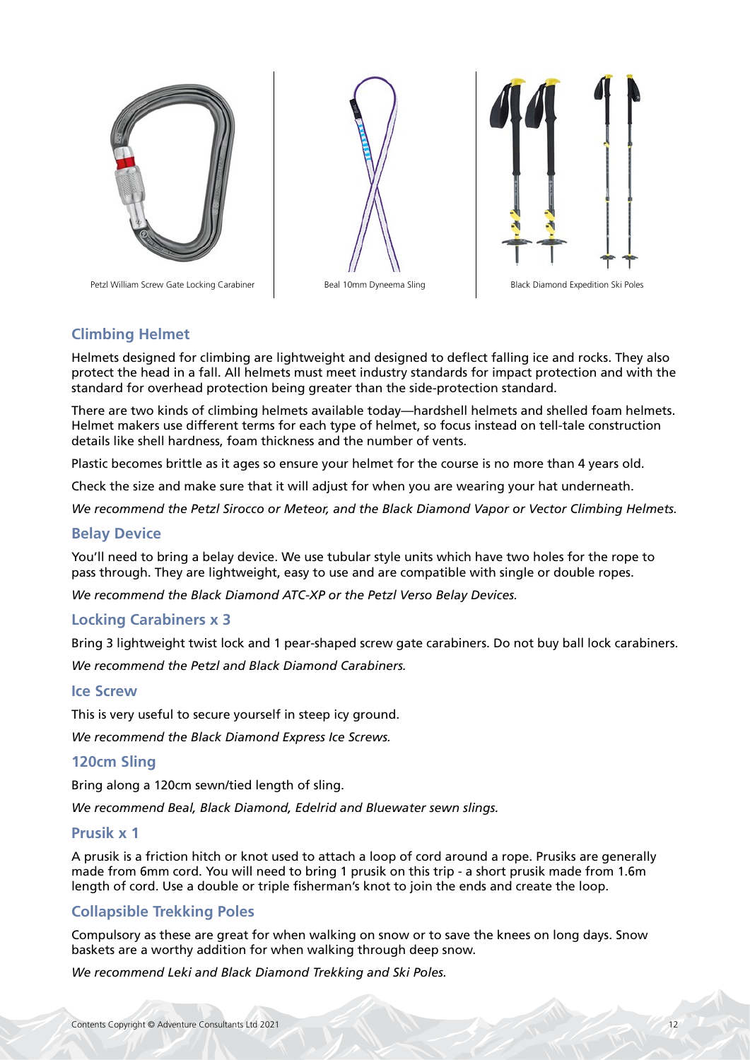Petzl William Screw Gate Locking Carabiner

Beal 10mm Dyneema Sling

Black Diamond Expedition Ski Poles

## Climbing Helmet

Helmets designed for climbing are lightweight and designed to deflect falling ice and rocks. They also protect the head in a fall. All helmets must meet industry standards for impact protection and with the standard for overhead protection being greater than the side-protection standard.

There are two kinds of climbing helmets available today—hardshell helmets and shelled foam helmets. Helmet makers use different terms for each type of helmet, so focus instead on tell-tale construction details like shell hardness, foam thickness and the number of vents.

Plastic becomes brittle as it ages so ensure your helmet for the course is no more than 4 years old.

Check the size and make sure that it will adjust for when you are wearing your hat underneath.

*We recommend the Petzl Sirocco or Meteor, and the Black Diamond Vapor or Vector Climbing Helmets.*

## Belay Device

You'll need to bring a belay device. We use tubular style units which have two holes for the rope to pass through. They are lightweight, easy to use and are compatible with single or double ropes.

*We recommend the Black Diamond ATC-XP or the Petzl Verso Belay Devices.*

## Locking Carabiners x 3

Bring 3 lightweight twist lock and 1 pear-shaped screw gate carabiners. Do not buy ball lock carabiners.

*We recommend the Petzl and Black Diamond Carabiners.*

## Ice Screw

This is very useful to secure yourself in steep icy ground.

*We recommend the Black Diamond Express Ice Screws.*

## 120cm Sling

Bring along a 120cm sewn/tied length of sling.

*We recommend Beal, Black Diamond, Edelrid and Bluewater sewn slings.*

## Prusik x 1

A prusik is a friction hitch or knot used to attach a loop of cord around a rope. Prusiks are generally made from 6mm cord. You will need to bring 1 prusik on this trip - a short prusik made from 1.6m length of cord. Use a double or triple fisherman's knot to join the ends and create the loop.

## Collapsible Trekking Poles

Compulsory as these are great for when walking on snow or to save the knees on long days. Snow baskets are a worthy addition for when walking through deep snow.

*We recommend Leki and Black Diamond Trekking and Ski Poles.*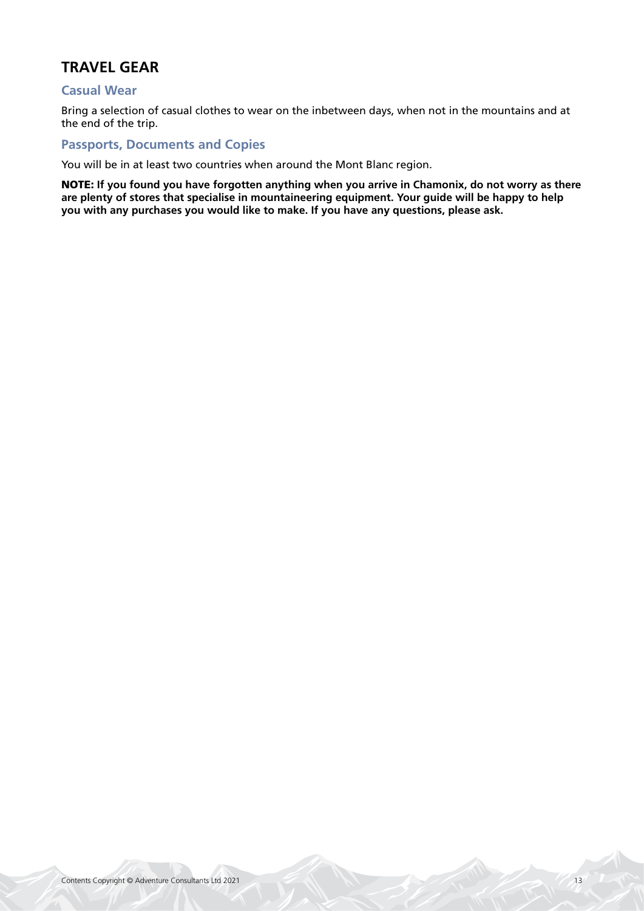## TRAVEL GEAR

### Casual Wear

Bring a selection of casual clothes to wear on the inbetween days, when not in the mountains and at the end of the trip.

### Passports, Documents and Copies

You will be in at least two countries when around the Mont Blanc region.

**NOTE: If you found you have forgotten anything when you arrive in Chamonix, do not worry as there are plenty of stores that specialise in mountaineering equipment. Your guide will be happy to help you with any purchases you would like to make. If you have any questions, please ask.**